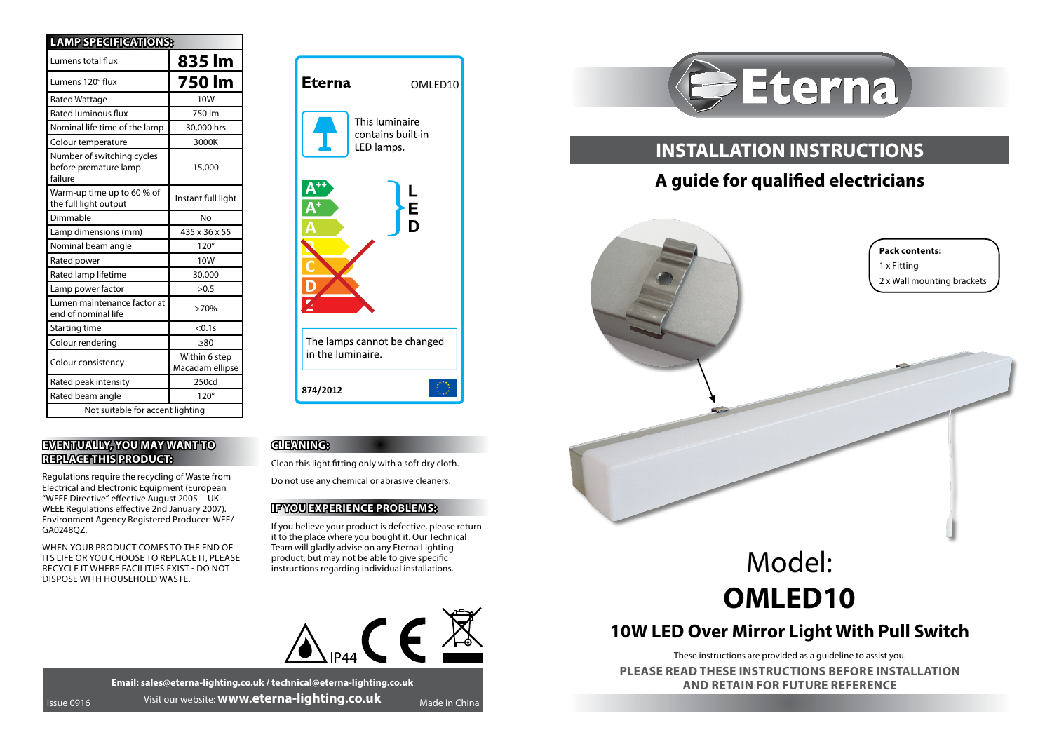## LAMP SPECIFICATIONS:

| | |
|---|---|
| Lumens total flux | 835 lm |
| Lumens 120° flux | 750 lm |
| Rated Wattage | 10W |
| Rated luminous flux | 750 lm |
| Nominal life time of the lamp | 30,000 hrs |
| Colour temperature | 3000K |
| Number of switching cycles before premature lamp failure | 15,000 |
| Warm-up time up to 60 % of the full light output | Instant full light |
| Dimmable | No |
| Lamp dimensions (mm) | 435 x 36 x 55 |
| Nominal beam angle | 120° |
| Rated power | 10W |
| Rated lamp lifetime | 30,000 |
| Lamp power factor | >0.5 |
| Lumen maintenance factor at end of nominal life | >70% |
| Starting time | <0.1s |
| Colour rendering | ≥80 |
| Colour consistency | Within 6 step Macadam ellipse |
| Rated peak intensity | 250cd |
| Rated beam angle | 120° |
| Not suitable for accent lighting | |

**Eterna** OMLED10

This luminaire contains built-in LED lamps.

A++ A+ A — LED

The lamps cannot be changed in the luminaire.

**874/2012**

## EVENTUALLY, YOU MAY WANT TO REPLACE THIS PRODUCT:

Regulations require the recycling of Waste from Electrical and Electronic Equipment (European "WEEE Directive" effective August 2005—UK WEEE Regulations effective 2nd January 2007). Environment Agency Registered Producer: WEE/GA0248QZ.

WHEN YOUR PRODUCT COMES TO THE END OF ITS LIFE OR YOU CHOOSE TO REPLACE IT, PLEASE RECYCLE IT WHERE FACILITIES EXIST - DO NOT DISPOSE WITH HOUSEHOLD WASTE.

## CLEANING:

Clean this light fitting only with a soft dry cloth.

Do not use any chemical or abrasive cleaners.

## IF YOU EXPERIENCE PROBLEMS:

If you believe your product is defective, please return it to the place where you bought it. Our Technical Team will gladly advise on any Eterna Lighting product, but may not be able to give specific instructions regarding individual installations.

IP44

**Email: sales@eterna-lighting.co.uk / technical@eterna-lighting.co.uk**

Visit our website: **www.eterna-lighting.co.uk**

Issue 0916

Made in China

# Eterna

## INSTALLATION INSTRUCTIONS

### A guide for qualified electricians

**Pack contents:**

1 x Fitting

2 x Wall mounting brackets

# Model: **OMLED10**

## 10W LED Over Mirror Light With Pull Switch

These instructions are provided as a guideline to assist you.

**PLEASE READ THESE INSTRUCTIONS BEFORE INSTALLATION AND RETAIN FOR FUTURE REFERENCE**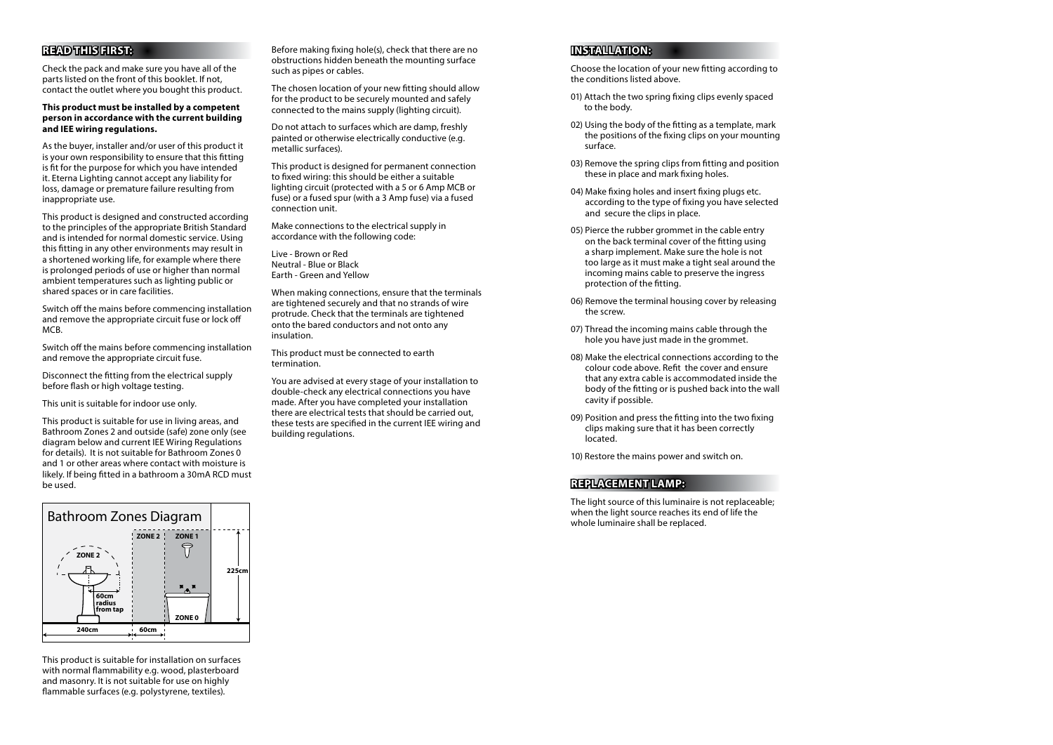## READ THIS FIRST:

Check the pack and make sure you have all of the parts listed on the front of this booklet. If not, contact the outlet where you bought this product.

**This product must be installed by a competent person in accordance with the current building and IEE wiring regulations.**

As the buyer, installer and/or user of this product it is your own responsibility to ensure that this fitting is fit for the purpose for which you have intended it. Eterna Lighting cannot accept any liability for loss, damage or premature failure resulting from inappropriate use.

This product is designed and constructed according to the principles of the appropriate British Standard and is intended for normal domestic service. Using this fitting in any other environments may result in a shortened working life, for example where there is prolonged periods of use or higher than normal ambient temperatures such as lighting public or shared spaces or in care facilities.

Switch off the mains before commencing installation and remove the appropriate circuit fuse or lock off MCB.

Switch off the mains before commencing installation and remove the appropriate circuit fuse.

Disconnect the fitting from the electrical supply before flash or high voltage testing.

This unit is suitable for indoor use only.

This product is suitable for use in living areas, and Bathroom Zones 2 and outside (safe) zone only (see diagram below and current IEE Wiring Regulations for details). It is not suitable for Bathroom Zones 0 and 1 or other areas where contact with moisture is likely. If being fitted in a bathroom a 30mA RCD must be used.

Bathroom Zones Diagram

ZONE 2
ZONE 2
ZONE 1
ZONE 0
225cm
60cm radius from tap
240cm
60cm

This product is suitable for installation on surfaces with normal flammability e.g. wood, plasterboard and masonry. It is not suitable for use on highly flammable surfaces (e.g. polystyrene, textiles).

Before making fixing hole(s), check that there are no obstructions hidden beneath the mounting surface such as pipes or cables.

The chosen location of your new fitting should allow for the product to be securely mounted and safely connected to the mains supply (lighting circuit).

Do not attach to surfaces which are damp, freshly painted or otherwise electrically conductive (e.g. metallic surfaces).

This product is designed for permanent connection to fixed wiring: this should be either a suitable lighting circuit (protected with a 5 or 6 Amp MCB or fuse) or a fused spur (with a 3 Amp fuse) via a fused connection unit.

Make connections to the electrical supply in accordance with the following code:

Live - Brown or Red
Neutral - Blue or Black
Earth - Green and Yellow

When making connections, ensure that the terminals are tightened securely and that no strands of wire protrude. Check that the terminals are tightened onto the bared conductors and not onto any insulation.

This product must be connected to earth termination.

You are advised at every stage of your installation to double-check any electrical connections you have made. After you have completed your installation there are electrical tests that should be carried out, these tests are specified in the current IEE wiring and building regulations.

## INSTALLATION:

Choose the location of your new fitting according to the conditions listed above.

01) Attach the two spring fixing clips evenly spaced to the body.

02) Using the body of the fitting as a template, mark the positions of the fixing clips on your mounting surface.

03) Remove the spring clips from fitting and position these in place and mark fixing holes.

04) Make fixing holes and insert fixing plugs etc. according to the type of fixing you have selected and secure the clips in place.

05) Pierce the rubber grommet in the cable entry on the back terminal cover of the fitting using a sharp implement. Make sure the hole is not too large as it must make a tight seal around the incoming mains cable to preserve the ingress protection of the fitting.

06) Remove the terminal housing cover by releasing the screw.

07) Thread the incoming mains cable through the hole you have just made in the grommet.

08) Make the electrical connections according to the colour code above. Refit the cover and ensure that any extra cable is accommodated inside the body of the fitting or is pushed back into the wall cavity if possible.

09) Position and press the fitting into the two fixing clips making sure that it has been correctly located.

10) Restore the mains power and switch on.

## REPLACEMENT LAMP:

The light source of this luminaire is not replaceable; when the light source reaches its end of life the whole luminaire shall be replaced.